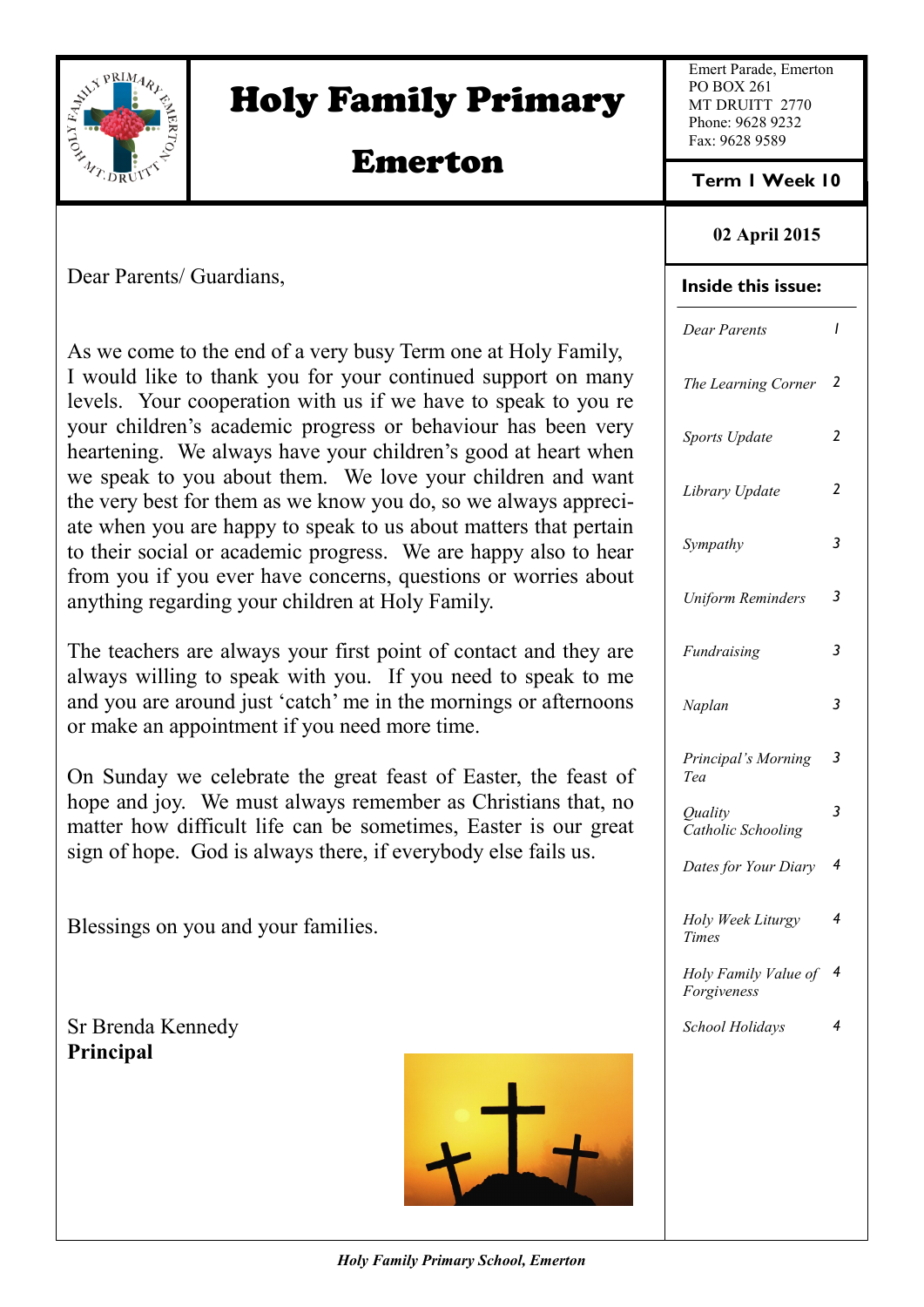# Holy Family Primary Emerton

Emert Parade, Emerton
PO BOX 261
MT DRUITT 2770
Phone: 9628 9232
Fax: 9628 9589

**Term 1 Week 10**

**02 April 2015**

**Inside this issue:**

| | |
|---|---|
| *Dear Parents* | 1 |
| *The Learning Corner* | 2 |
| *Sports Update* | 2 |
| *Library Update* | 2 |
| *Sympathy* | 3 |
| *Uniform Reminders* | 3 |
| *Fundraising* | 3 |
| *Naplan* | 3 |
| *Principal's Morning Tea* | 3 |
| *Quality Catholic Schooling* | 3 |
| *Dates for Your Diary* | 4 |
| *Holy Week Liturgy Times* | 4 |
| *Holy Family Value of Forgiveness* | 4 |
| *School Holidays* | 4 |

Dear Parents/ Guardians,

As we come to the end of a very busy Term one at Holy Family, I would like to thank you for your continued support on many levels. Your cooperation with us if we have to speak to you re your children's academic progress or behaviour has been very heartening. We always have your children's good at heart when we speak to you about them. We love your children and want the very best for them as we know you do, so we always appreciate when you are happy to speak to us about matters that pertain to their social or academic progress. We are happy also to hear from you if you ever have concerns, questions or worries about anything regarding your children at Holy Family.

The teachers are always your first point of contact and they are always willing to speak with you. If you need to speak to me and you are around just 'catch' me in the mornings or afternoons or make an appointment if you need more time.

On Sunday we celebrate the great feast of Easter, the feast of hope and joy. We must always remember as Christians that, no matter how difficult life can be sometimes, Easter is our great sign of hope. God is always there, if everybody else fails us.

Blessings on you and your families.

Sr Brenda Kennedy
**Principal**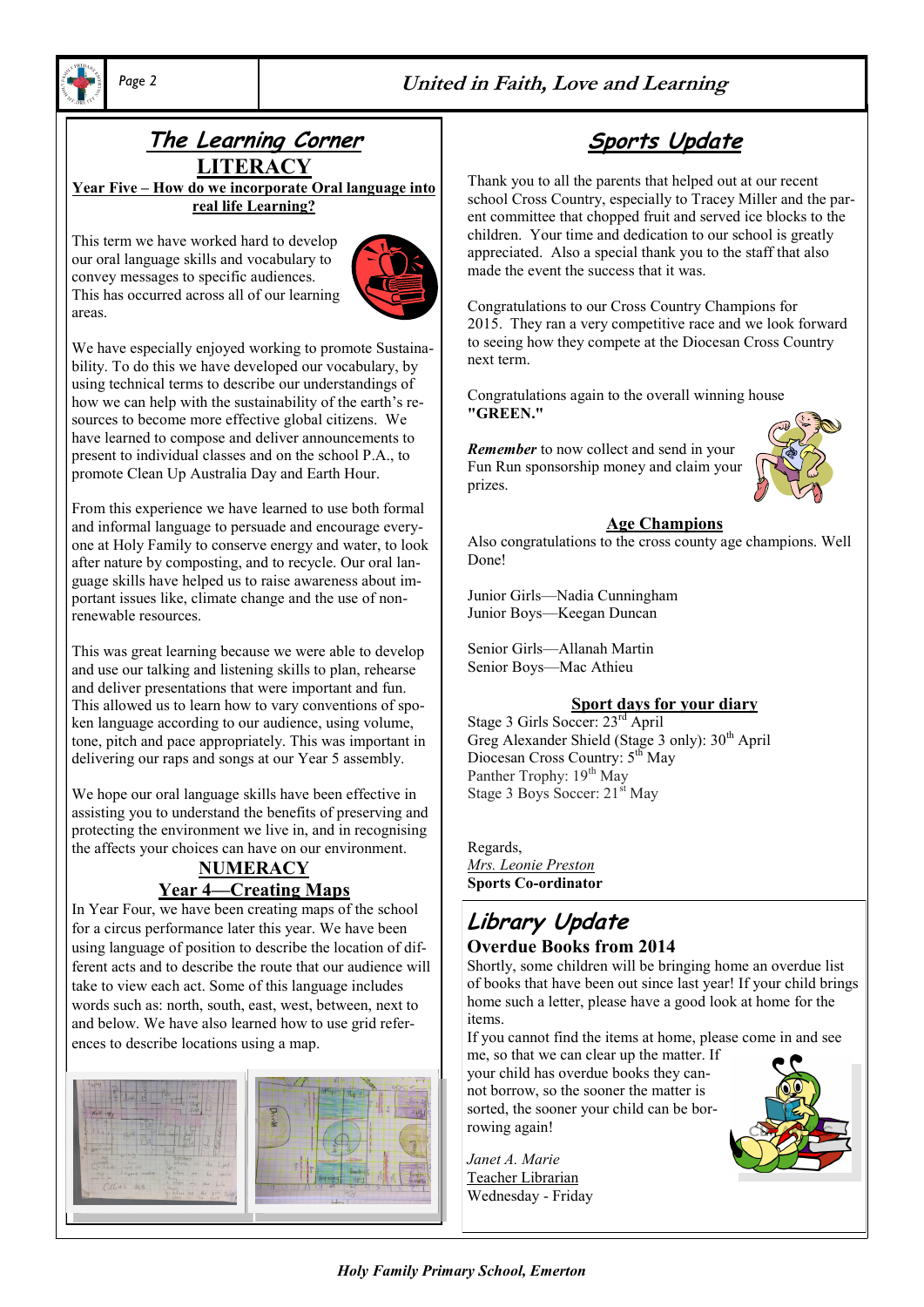# The Learning Corner

## LITERACY

**Year Five – How do we incorporate Oral language into real life Learning?**

This term we have worked hard to develop our oral language skills and vocabulary to convey messages to specific audiences. This has occurred across all of our learning areas.

We have especially enjoyed working to promote Sustainability. To do this we have developed our vocabulary, by using technical terms to describe our understandings of how we can help with the sustainability of the earth's resources to become more effective global citizens. We have learned to compose and deliver announcements to present to individual classes and on the school P.A., to promote Clean Up Australia Day and Earth Hour.

From this experience we have learned to use both formal and informal language to persuade and encourage everyone at Holy Family to conserve energy and water, to look after nature by composting, and to recycle. Our oral language skills have helped us to raise awareness about important issues like, climate change and the use of non-renewable resources.

This was great learning because we were able to develop and use our talking and listening skills to plan, rehearse and deliver presentations that were important and fun. This allowed us to learn how to vary conventions of spoken language according to our audience, using volume, tone, pitch and pace appropriately. This was important in delivering our raps and songs at our Year 5 assembly.

We hope our oral language skills have been effective in assisting you to understand the benefits of preserving and protecting the environment we live in, and in recognising the affects your choices can have on our environment.

## NUMERACY

**Year 4—Creating Maps**

In Year Four, we have been creating maps of the school for a circus performance later this year. We have been using language of position to describe the location of different acts and to describe the route that our audience will take to view each act. Some of this language includes words such as: north, south, east, west, between, next to and below. We have also learned how to use grid references to describe locations using a map.

# Sports Update

Thank you to all the parents that helped out at our recent school Cross Country, especially to Tracey Miller and the parent committee that chopped fruit and served ice blocks to the children. Your time and dedication to our school is greatly appreciated. Also a special thank you to the staff that also made the event the success that it was.

Congratulations to our Cross Country Champions for 2015. They ran a very competitive race and we look forward to seeing how they compete at the Diocesan Cross Country next term.

Congratulations again to the overall winning house **"GREEN."**

***Remember*** to now collect and send in your Fun Run sponsorship money and claim your prizes.

**Age Champions**

Also congratulations to the cross county age champions. Well Done!

Junior Girls—Nadia Cunningham
Junior Boys—Keegan Duncan

Senior Girls—Allanah Martin
Senior Boys—Mac Athieu

**Sport days for your diary**

Stage 3 Girls Soccer: 23rd April
Greg Alexander Shield (Stage 3 only): 30th April
Diocesan Cross Country: 5th May
Panther Trophy: 19th May
Stage 3 Boys Soccer: 21st May

Regards,
*Mrs. Leonie Preston*
**Sports Co-ordinator**

# Library Update

**Overdue Books from 2014**

Shortly, some children will be bringing home an overdue list of books that have been out since last year! If your child brings home such a letter, please have a good look at home for the items.

If you cannot find the items at home, please come in and see me, so that we can clear up the matter. If your child has overdue books they cannot borrow, so the sooner the matter is sorted, the sooner your child can be borrowing again!

*Janet A. Marie*
Teacher Librarian
Wednesday - Friday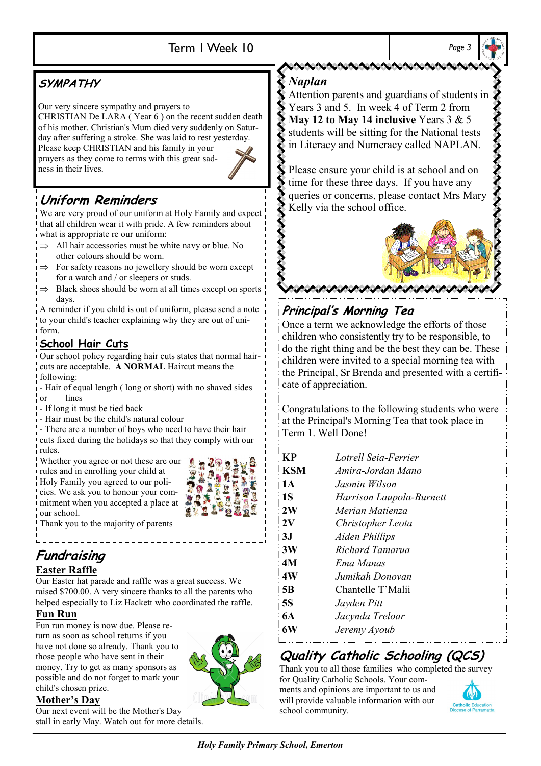## SYMPATHY

Our very sincere sympathy and prayers to CHRISTIAN De LARA ( Year 6 ) on the recent sudden death of his mother. Christian's Mum died very suddenly on Saturday after suffering a stroke. She was laid to rest yesterday. Please keep CHRISTIAN and his family in your prayers as they come to terms with this great sadness in their lives.

## Uniform Reminders

We are very proud of our uniform at Holy Family and expect that all children wear it with pride. A few reminders about what is appropriate re our uniform:

- ⇒ All hair accessories must be white navy or blue. No other colours should be worn.
- ⇒ For safety reasons no jewellery should be worn except for a watch and / or sleepers or studs.
- ⇒ Black shoes should be worn at all times except on sports days.

A reminder if you child is out of uniform, please send a note to your child's teacher explaining why they are out of uniform.

### School Hair Cuts

Our school policy regarding hair cuts states that normal haircuts are acceptable. **A NORMAL** Haircut means the following:

- Hair of equal length ( long or short) with no shaved sides or lines
- If long it must be tied back
- Hair must be the child's natural colour
- There are a number of boys who need to have their hair cuts fixed during the holidays so that they comply with our rules.

Whether you agree or not these are our rules and in enrolling your child at Holy Family you agreed to our policies. We ask you to honour your commitment when you accepted a place at our school.

Thank you to the majority of parents

## Fundraising

### Easter Raffle

Our Easter hat parade and raffle was a great success. We raised $700.00. A very sincere thanks to all the parents who helped especially to Liz Hackett who coordinated the raffle.

### Fun Run

Fun run money is now due. Please return as soon as school returns if you have not done so already. Thank you to those people who have sent in their money. Try to get as many sponsors as possible and do not forget to mark your child's chosen prize.

### Mother's Day

Our next event will be the Mother's Day stall in early May. Watch out for more details.

## *Naplan*

Attention parents and guardians of students in Years 3 and 5. In week 4 of Term 2 from **May 12 to May 14 inclusive** Years 3 & 5 students will be sitting for the National tests in Literacy and Numeracy called NAPLAN.

Please ensure your child is at school and on time for these three days. If you have any queries or concerns, please contact Mrs Mary Kelly via the school office.

## Principal's Morning Tea

Once a term we acknowledge the efforts of those children who consistently try to be responsible, to do the right thing and be the best they can be. These children were invited to a special morning tea with the Principal, Sr Brenda and presented with a certificate of appreciation.

Congratulations to the following students who were at the Principal's Morning Tea that took place in Term 1. Well Done!

| Class | Student |
|---|---|
| **KP** | *Lotrell Seia-Ferrier* |
| **KSM** | *Amira-Jordan Mano* |
| **1A** | *Jasmin Wilson* |
| **1S** | *Harrison Laupola-Burnett* |
| **2W** | *Merian Matienza* |
| **2V** | *Christopher Leota* |
| **3J** | *Aiden Phillips* |
| **3W** | *Richard Tamarua* |
| **4M** | *Ema Manas* |
| **4W** | *Jumikah Donovan* |
| **5B** | Chantelle T'Malii |
| **5S** | *Jayden Pitt* |
| **6A** | *Jacynda Treloar* |
| **6W** | *Jeremy Ayoub* |

## Quality Catholic Schooling (QCS)

Thank you to all those families who completed the survey for Quality Catholic Schools. Your comments and opinions are important to us and will provide valuable information with our school community.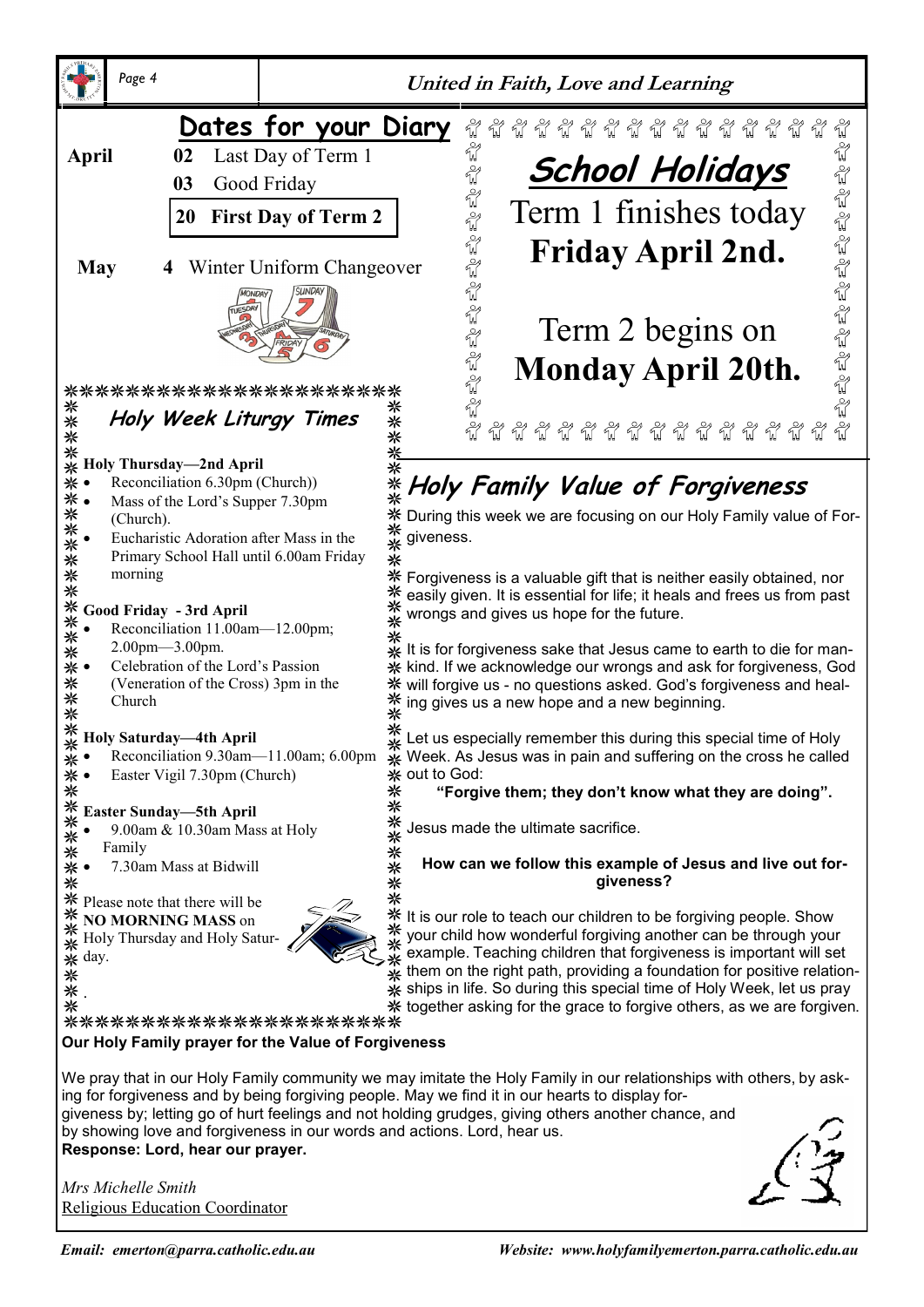## Dates for your Diary

**April** **02** Last Day of Term 1

**03** Good Friday

**20 First Day of Term 2**

**May** **4** Winter Uniform Changeover

## School Holidays

Term 1 finishes today

**Friday April 2nd.**

Term 2 begins on

**Monday April 20th.**

## Holy Week Liturgy Times

**Holy Thursday—2nd April**

- Reconciliation 6.30pm (Church))
- Mass of the Lord's Supper 7.30pm (Church).
- Eucharistic Adoration after Mass in the Primary School Hall until 6.00am Friday morning

**Good Friday - 3rd April**

- Reconciliation 11.00am—12.00pm; 2.00pm—3.00pm.
- Celebration of the Lord's Passion (Veneration of the Cross) 3pm in the Church

**Holy Saturday—4th April**

- Reconciliation 9.30am—11.00am; 6.00pm
- Easter Vigil 7.30pm (Church)

**Easter Sunday—5th April**

- 9.00am & 10.30am Mass at Holy Family
- 7.30am Mass at Bidwill

Please note that there will be **NO MORNING MASS** on Holy Thursday and Holy Saturday.

## Holy Family Value of Forgiveness

During this week we are focusing on our Holy Family value of Forgiveness.

Forgiveness is a valuable gift that is neither easily obtained, nor easily given. It is essential for life; it heals and frees us from past wrongs and gives us hope for the future.

It is for forgiveness sake that Jesus came to earth to die for mankind. If we acknowledge our wrongs and ask for forgiveness, God will forgive us - no questions asked. God's forgiveness and healing gives us a new hope and a new beginning.

Let us especially remember this during this special time of Holy Week. As Jesus was in pain and suffering on the cross he called out to God:

**"Forgive them; they don't know what they are doing".**

Jesus made the ultimate sacrifice.

**How can we follow this example of Jesus and live out forgiveness?**

It is our role to teach our children to be forgiving people. Show your child how wonderful forgiving another can be through your example. Teaching children that forgiveness is important will set them on the right path, providing a foundation for positive relationships in life. So during this special time of Holy Week, let us pray together asking for the grace to forgive others, as we are forgiven.

**Our Holy Family prayer for the Value of Forgiveness**

We pray that in our Holy Family community we may imitate the Holy Family in our relationships with others, by asking for forgiveness and by being forgiving people. May we find it in our hearts to display forgiveness by; letting go of hurt feelings and not holding grudges, giving others another chance, and by showing love and forgiveness in our words and actions. Lord, hear us.

**Response: Lord, hear our prayer.**

*Mrs Michelle Smith*

Religious Education Coordinator